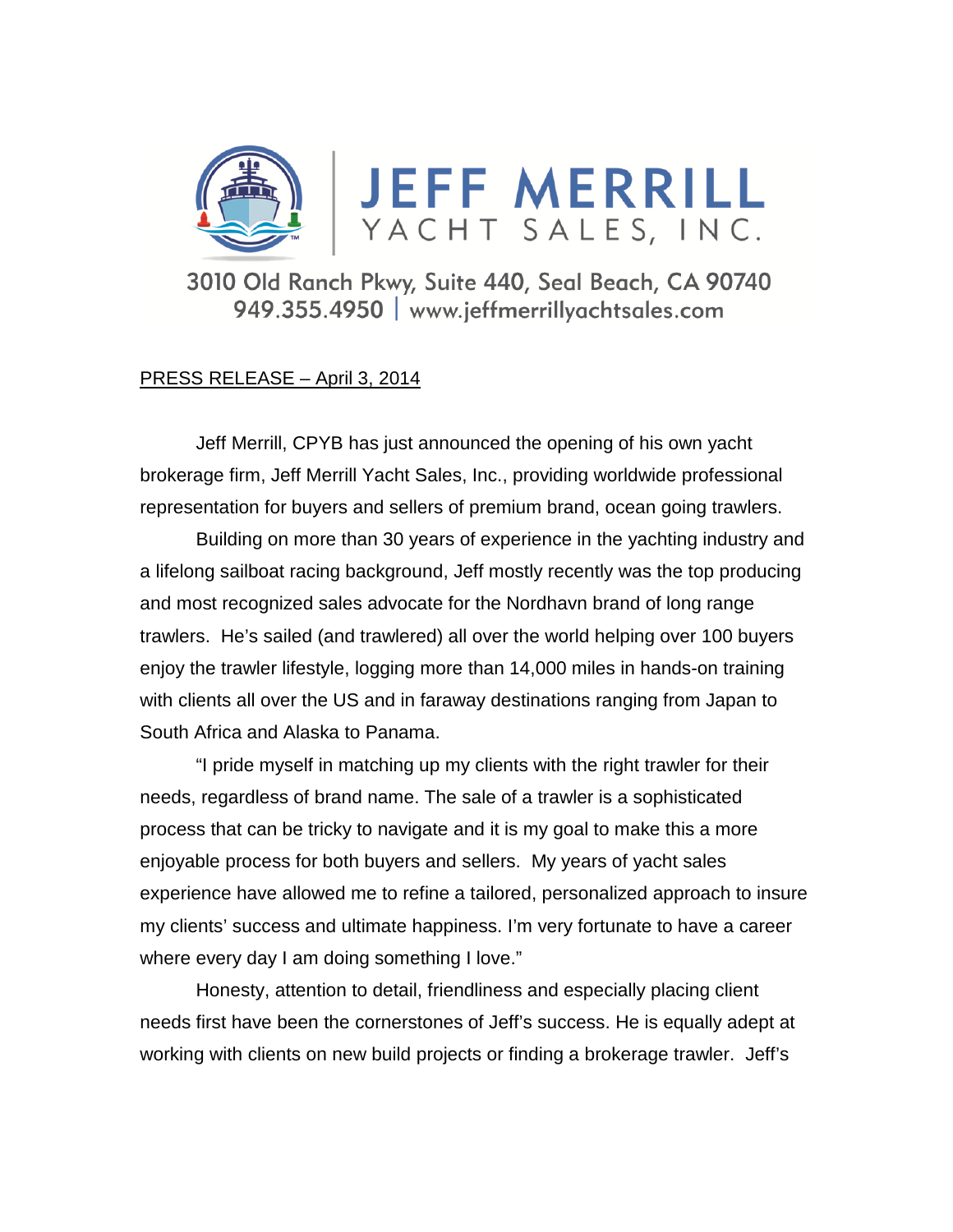# JEFF MERRILL
## YACHT SALES, INC.

3010 Old Ranch Pkwy, Suite 440, Seal Beach, CA 90740
949.355.4950 | www.jeffmerrillyachtsales.com

PRESS RELEASE – April 3, 2014

Jeff Merrill, CPYB has just announced the opening of his own yacht brokerage firm, Jeff Merrill Yacht Sales, Inc., providing worldwide professional representation for buyers and sellers of premium brand, ocean going trawlers.

Building on more than 30 years of experience in the yachting industry and a lifelong sailboat racing background, Jeff mostly recently was the top producing and most recognized sales advocate for the Nordhavn brand of long range trawlers. He's sailed (and trawlered) all over the world helping over 100 buyers enjoy the trawler lifestyle, logging more than 14,000 miles in hands-on training with clients all over the US and in faraway destinations ranging from Japan to South Africa and Alaska to Panama.

"I pride myself in matching up my clients with the right trawler for their needs, regardless of brand name. The sale of a trawler is a sophisticated process that can be tricky to navigate and it is my goal to make this a more enjoyable process for both buyers and sellers. My years of yacht sales experience have allowed me to refine a tailored, personalized approach to insure my clients' success and ultimate happiness. I'm very fortunate to have a career where every day I am doing something I love."

Honesty, attention to detail, friendliness and especially placing client needs first have been the cornerstones of Jeff's success. He is equally adept at working with clients on new build projects or finding a brokerage trawler. Jeff's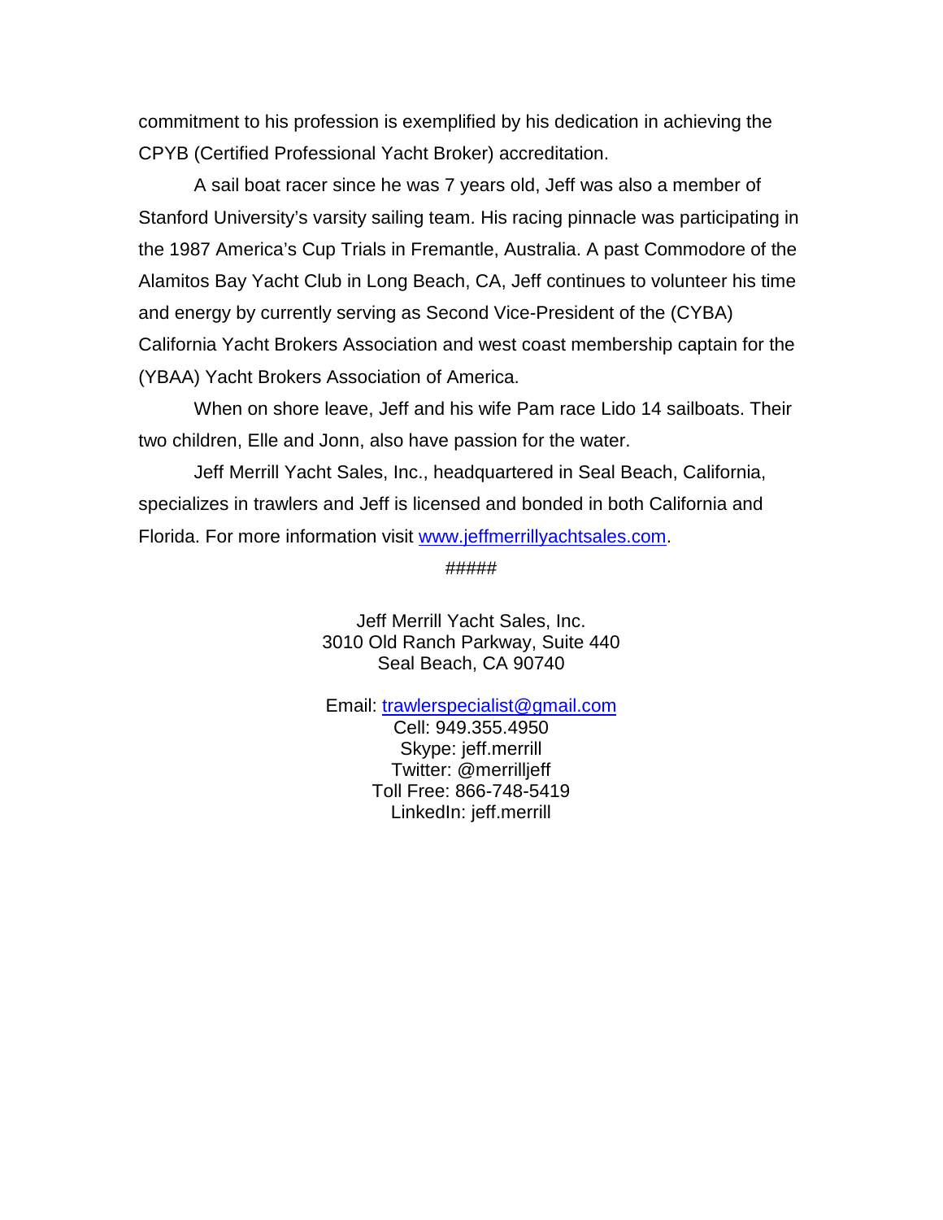commitment to his profession is exemplified by his dedication in achieving the CPYB (Certified Professional Yacht Broker) accreditation.

A sail boat racer since he was 7 years old, Jeff was also a member of Stanford University's varsity sailing team. His racing pinnacle was participating in the 1987 America's Cup Trials in Fremantle, Australia. A past Commodore of the Alamitos Bay Yacht Club in Long Beach, CA, Jeff continues to volunteer his time and energy by currently serving as Second Vice-President of the (CYBA) California Yacht Brokers Association and west coast membership captain for the (YBAA) Yacht Brokers Association of America.

When on shore leave, Jeff and his wife Pam race Lido 14 sailboats. Their two children, Elle and Jonn, also have passion for the water.

Jeff Merrill Yacht Sales, Inc., headquartered in Seal Beach, California, specializes in trawlers and Jeff is licensed and bonded in both California and Florida. For more information visit www.jeffmerrillyachtsales.com.

#####

Jeff Merrill Yacht Sales, Inc.
3010 Old Ranch Parkway, Suite 440
Seal Beach, CA 90740

Email: trawlerspecialist@gmail.com
Cell: 949.355.4950
Skype: jeff.merrill
Twitter: @merrilljeff
Toll Free: 866-748-5419
LinkedIn: jeff.merrill